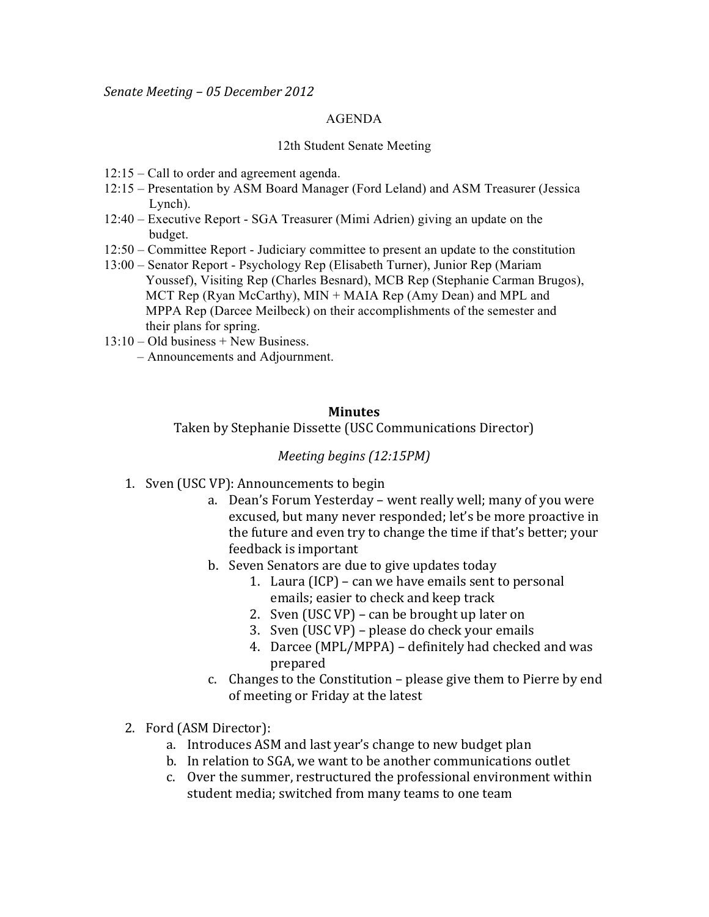*Senate Meeting – 05 December 2012*

AGENDA

12th Student Senate Meeting

12:15 – Call to order and agreement agenda.
12:15 – Presentation by ASM Board Manager (Ford Leland) and ASM Treasurer (Jessica Lynch).
12:40 – Executive Report - SGA Treasurer (Mimi Adrien) giving an update on the budget.
12:50 – Committee Report - Judiciary committee to present an update to the constitution
13:00 – Senator Report - Psychology Rep (Elisabeth Turner), Junior Rep (Mariam Youssef), Visiting Rep (Charles Besnard), MCB Rep (Stephanie Carman Brugos), MCT Rep (Ryan McCarthy), MIN + MAIA Rep (Amy Dean) and MPL and MPPA Rep (Darcee Meilbeck) on their accomplishments of the semester and their plans for spring.
13:10 – Old business + New Business.
– Announcements and Adjournment.

**Minutes**

Taken by Stephanie Dissette (USC Communications Director)

*Meeting begins (12:15PM)*

1. Sven (USC VP): Announcements to begin
   a. Dean's Forum Yesterday – went really well; many of you were excused, but many never responded; let's be more proactive in the future and even try to change the time if that's better; your feedback is important
   b. Seven Senators are due to give updates today
      1. Laura (ICP) – can we have emails sent to personal emails; easier to check and keep track
      2. Sven (USC VP) – can be brought up later on
      3. Sven (USC VP) – please do check your emails
      4. Darcee (MPL/MPPA) – definitely had checked and was prepared
   c. Changes to the Constitution – please give them to Pierre by end of meeting or Friday at the latest

2. Ford (ASM Director):
   a. Introduces ASM and last year's change to new budget plan
   b. In relation to SGA, we want to be another communications outlet
   c. Over the summer, restructured the professional environment within student media; switched from many teams to one team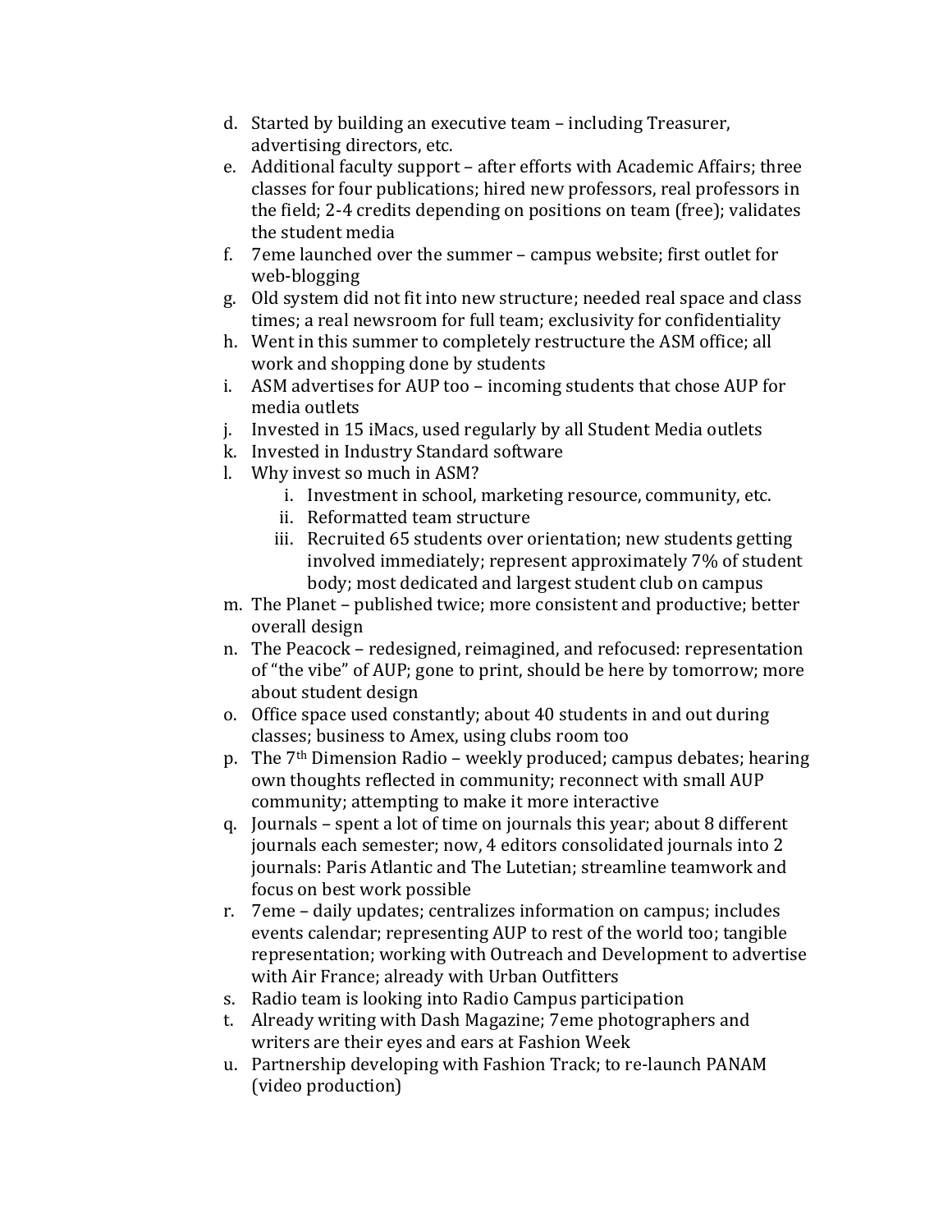d. Started by building an executive team – including Treasurer, advertising directors, etc.
e. Additional faculty support – after efforts with Academic Affairs; three classes for four publications; hired new professors, real professors in the field; 2-4 credits depending on positions on team (free); validates the student media
f. 7eme launched over the summer – campus website; first outlet for web-blogging
g. Old system did not fit into new structure; needed real space and class times; a real newsroom for full team; exclusivity for confidentiality
h. Went in this summer to completely restructure the ASM office; all work and shopping done by students
i. ASM advertises for AUP too – incoming students that chose AUP for media outlets
j. Invested in 15 iMacs, used regularly by all Student Media outlets
k. Invested in Industry Standard software
l. Why invest so much in ASM?
    i. Investment in school, marketing resource, community, etc.
    ii. Reformatted team structure
    iii. Recruited 65 students over orientation; new students getting involved immediately; represent approximately 7% of student body; most dedicated and largest student club on campus
m. The Planet – published twice; more consistent and productive; better overall design
n. The Peacock – redesigned, reimagined, and refocused: representation of "the vibe" of AUP; gone to print, should be here by tomorrow; more about student design
o. Office space used constantly; about 40 students in and out during classes; business to Amex, using clubs room too
p. The 7th Dimension Radio – weekly produced; campus debates; hearing own thoughts reflected in community; reconnect with small AUP community; attempting to make it more interactive
q. Journals – spent a lot of time on journals this year; about 8 different journals each semester; now, 4 editors consolidated journals into 2 journals: Paris Atlantic and The Lutetian; streamline teamwork and focus on best work possible
r. 7eme – daily updates; centralizes information on campus; includes events calendar; representing AUP to rest of the world too; tangible representation; working with Outreach and Development to advertise with Air France; already with Urban Outfitters
s. Radio team is looking into Radio Campus participation
t. Already writing with Dash Magazine; 7eme photographers and writers are their eyes and ears at Fashion Week
u. Partnership developing with Fashion Track; to re-launch PANAM (video production)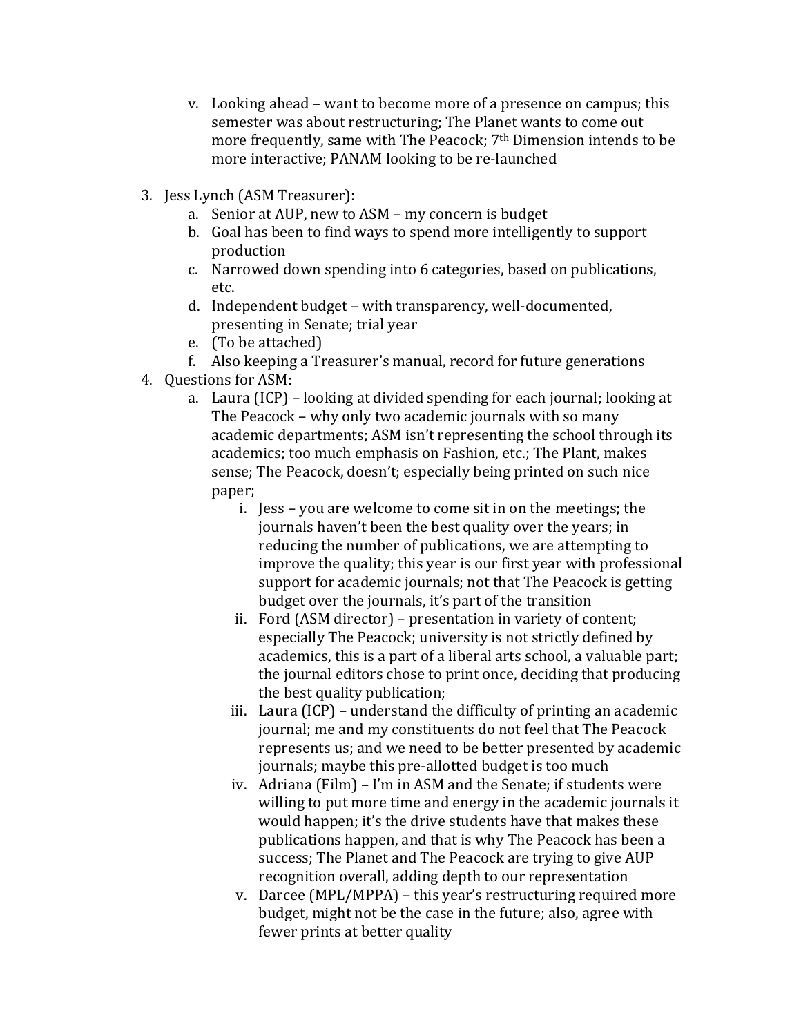v. Looking ahead – want to become more of a presence on campus; this semester was about restructuring; The Planet wants to come out more frequently, same with The Peacock; 7th Dimension intends to be more interactive; PANAM looking to be re-launched

3. Jess Lynch (ASM Treasurer):
   a. Senior at AUP, new to ASM – my concern is budget
   b. Goal has been to find ways to spend more intelligently to support production
   c. Narrowed down spending into 6 categories, based on publications, etc.
   d. Independent budget – with transparency, well-documented, presenting in Senate; trial year
   e. (To be attached)
   f. Also keeping a Treasurer's manual, record for future generations
4. Questions for ASM:
   a. Laura (ICP) – looking at divided spending for each journal; looking at The Peacock – why only two academic journals with so many academic departments; ASM isn't representing the school through its academics; too much emphasis on Fashion, etc.; The Plant, makes sense; The Peacock, doesn't; especially being printed on such nice paper;
      i. Jess – you are welcome to come sit in on the meetings; the journals haven't been the best quality over the years; in reducing the number of publications, we are attempting to improve the quality; this year is our first year with professional support for academic journals; not that The Peacock is getting budget over the journals, it's part of the transition
      ii. Ford (ASM director) – presentation in variety of content; especially The Peacock; university is not strictly defined by academics, this is a part of a liberal arts school, a valuable part; the journal editors chose to print once, deciding that producing the best quality publication;
      iii. Laura (ICP) – understand the difficulty of printing an academic journal; me and my constituents do not feel that The Peacock represents us; and we need to be better presented by academic journals; maybe this pre-allotted budget is too much
      iv. Adriana (Film) – I'm in ASM and the Senate; if students were willing to put more time and energy in the academic journals it would happen; it's the drive students have that makes these publications happen, and that is why The Peacock has been a success; The Planet and The Peacock are trying to give AUP recognition overall, adding depth to our representation
      v. Darcee (MPL/MPPA) – this year's restructuring required more budget, might not be the case in the future; also, agree with fewer prints at better quality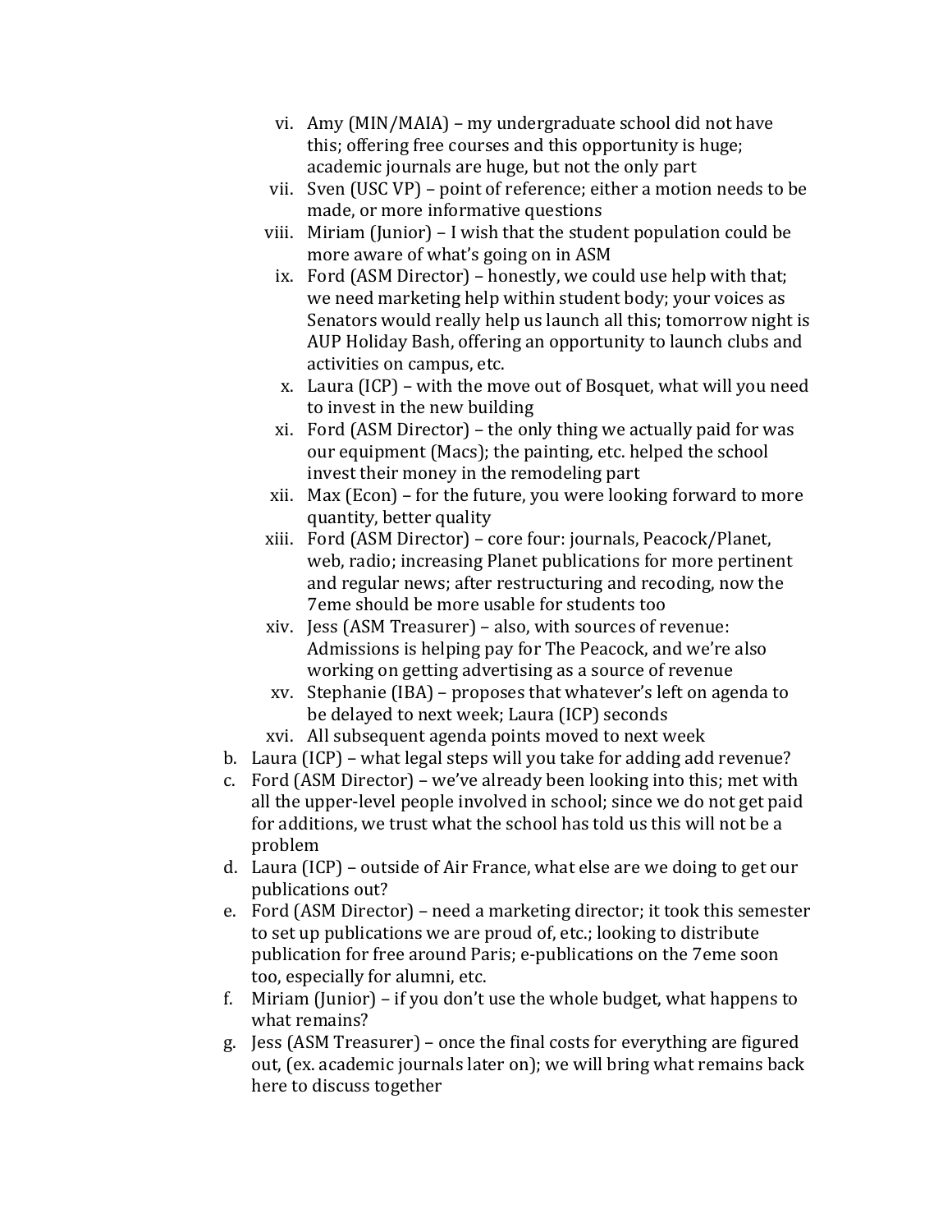vi. Amy (MIN/MAIA) – my undergraduate school did not have this; offering free courses and this opportunity is huge; academic journals are huge, but not the only part
vii. Sven (USC VP) – point of reference; either a motion needs to be made, or more informative questions
viii. Miriam (Junior) – I wish that the student population could be more aware of what's going on in ASM
ix. Ford (ASM Director) – honestly, we could use help with that; we need marketing help within student body; your voices as Senators would really help us launch all this; tomorrow night is AUP Holiday Bash, offering an opportunity to launch clubs and activities on campus, etc.
x. Laura (ICP) – with the move out of Bosquet, what will you need to invest in the new building
xi. Ford (ASM Director) – the only thing we actually paid for was our equipment (Macs); the painting, etc. helped the school invest their money in the remodeling part
xii. Max (Econ) – for the future, you were looking forward to more quantity, better quality
xiii. Ford (ASM Director) – core four: journals, Peacock/Planet, web, radio; increasing Planet publications for more pertinent and regular news; after restructuring and recoding, now the 7eme should be more usable for students too
xiv. Jess (ASM Treasurer) – also, with sources of revenue: Admissions is helping pay for The Peacock, and we're also working on getting advertising as a source of revenue
xv. Stephanie (IBA) – proposes that whatever's left on agenda to be delayed to next week; Laura (ICP) seconds
xvi. All subsequent agenda points moved to next week

b. Laura (ICP) – what legal steps will you take for adding add revenue?
c. Ford (ASM Director) – we've already been looking into this; met with all the upper-level people involved in school; since we do not get paid for additions, we trust what the school has told us this will not be a problem
d. Laura (ICP) – outside of Air France, what else are we doing to get our publications out?
e. Ford (ASM Director) – need a marketing director; it took this semester to set up publications we are proud of, etc.; looking to distribute publication for free around Paris; e-publications on the 7eme soon too, especially for alumni, etc.
f. Miriam (Junior) – if you don't use the whole budget, what happens to what remains?
g. Jess (ASM Treasurer) – once the final costs for everything are figured out, (ex. academic journals later on); we will bring what remains back here to discuss together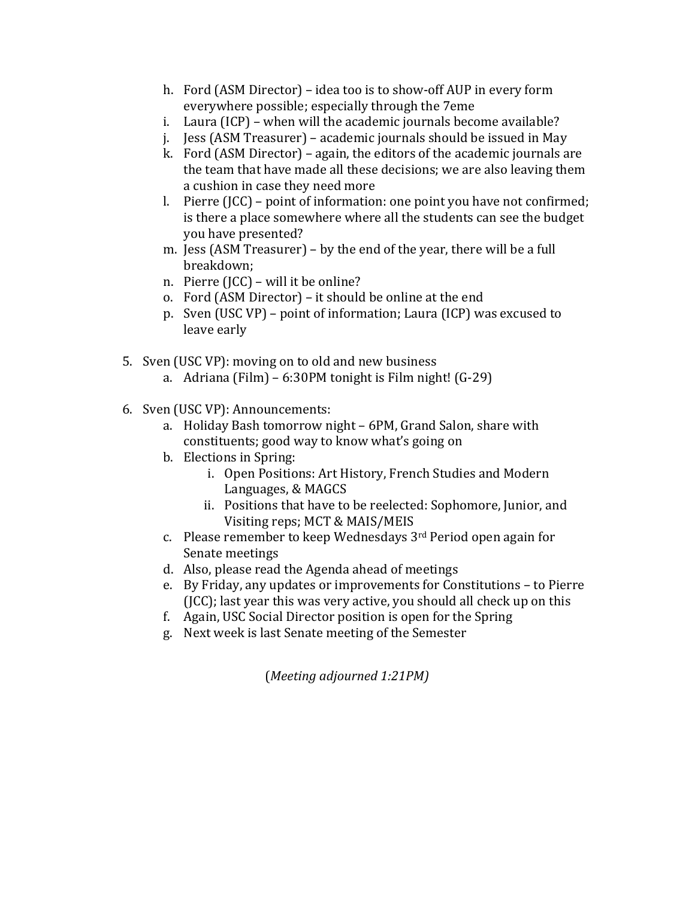h. Ford (ASM Director) – idea too is to show-off AUP in every form everywhere possible; especially through the 7eme
   i. Laura (ICP) – when will the academic journals become available?
   j. Jess (ASM Treasurer) – academic journals should be issued in May
   k. Ford (ASM Director) – again, the editors of the academic journals are the team that have made all these decisions; we are also leaving them a cushion in case they need more
   l. Pierre (JCC) – point of information: one point you have not confirmed; is there a place somewhere where all the students can see the budget you have presented?
   m. Jess (ASM Treasurer) – by the end of the year, there will be a full breakdown;
   n. Pierre (JCC) – will it be online?
   o. Ford (ASM Director) – it should be online at the end
   p. Sven (USC VP) – point of information; Laura (ICP) was excused to leave early

5. Sven (USC VP): moving on to old and new business
   a. Adriana (Film) – 6:30PM tonight is Film night! (G-29)

6. Sven (USC VP): Announcements:
   a. Holiday Bash tomorrow night – 6PM, Grand Salon, share with constituents; good way to know what's going on
   b. Elections in Spring:
      i. Open Positions: Art History, French Studies and Modern Languages, & MAGCS
      ii. Positions that have to be reelected: Sophomore, Junior, and Visiting reps; MCT & MAIS/MEIS
   c. Please remember to keep Wednesdays 3rd Period open again for Senate meetings
   d. Also, please read the Agenda ahead of meetings
   e. By Friday, any updates or improvements for Constitutions – to Pierre (JCC); last year this was very active, you should all check up on this
   f. Again, USC Social Director position is open for the Spring
   g. Next week is last Senate meeting of the Semester

(*Meeting adjourned 1:21PM)*